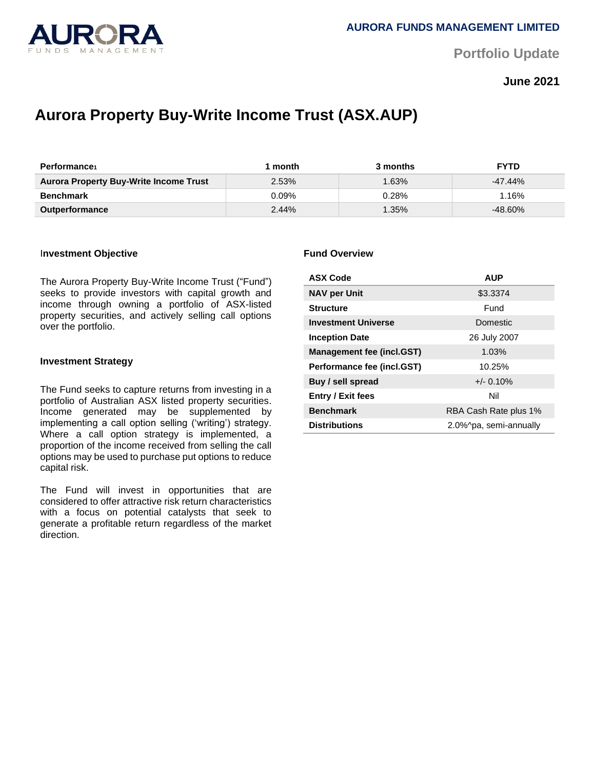AURORA FUNDS MANAGEMENT LIMITED

Portfolio Update

**June 2021**

# Aurora Property Buy-Write Income Trust (ASX.AUP)

| Performance[1] | 1 month | 3 months | FYTD |
|---|---|---|---|
| **Aurora Property Buy-Write Income Trust** | 2.53% | 1.63% | -47.44% |
| **Benchmark** | 0.09% | 0.28% | 1.16% |
| **Outperformance** | 2.44% | 1.35% | -48.60% |

### Investment Objective

The Aurora Property Buy-Write Income Trust ("Fund") seeks to provide investors with capital growth and income through owning a portfolio of ASX-listed property securities, and actively selling call options over the portfolio.

### Investment Strategy

The Fund seeks to capture returns from investing in a portfolio of Australian ASX listed property securities. Income generated may be supplemented by implementing a call option selling ('writing') strategy. Where a call option strategy is implemented, a proportion of the income received from selling the call options may be used to purchase put options to reduce capital risk.

The Fund will invest in opportunities that are considered to offer attractive risk return characteristics with a focus on potential catalysts that seek to generate a profitable return regardless of the market direction.

### Fund Overview

| ASX Code | AUP |
|---|---|
| **NAV per Unit** | $3.3374 |
| **Structure** | Fund |
| **Investment Universe** | Domestic |
| **Inception Date** | 26 July 2007 |
| **Management fee (incl.GST)** | 1.03% |
| **Performance fee (incl.GST)** | 10.25% |
| **Buy / sell spread** | +/- 0.10% |
| **Entry / Exit fees** | Nil |
| **Benchmark** | RBA Cash Rate plus 1% |
| **Distributions** | 2.0%^pa, semi-annually |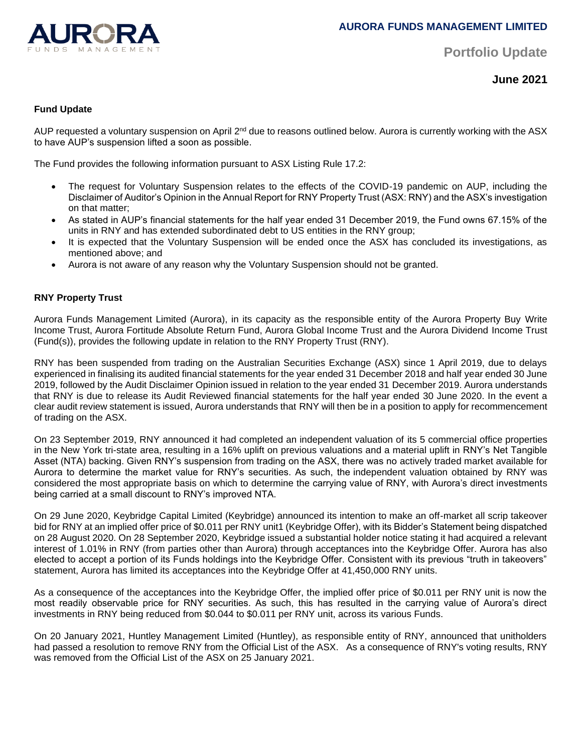# AURORA FUNDS MANAGEMENT LIMITED

## Portfolio Update

### June 2021

**Fund Update**

AUP requested a voluntary suspension on April 2nd due to reasons outlined below. Aurora is currently working with the ASX to have AUP's suspension lifted a soon as possible.

The Fund provides the following information pursuant to ASX Listing Rule 17.2:

- The request for Voluntary Suspension relates to the effects of the COVID-19 pandemic on AUP, including the Disclaimer of Auditor's Opinion in the Annual Report for RNY Property Trust (ASX: RNY) and the ASX's investigation on that matter;
- As stated in AUP's financial statements for the half year ended 31 December 2019, the Fund owns 67.15% of the units in RNY and has extended subordinated debt to US entities in the RNY group;
- It is expected that the Voluntary Suspension will be ended once the ASX has concluded its investigations, as mentioned above; and
- Aurora is not aware of any reason why the Voluntary Suspension should not be granted.

**RNY Property Trust**

Aurora Funds Management Limited (Aurora), in its capacity as the responsible entity of the Aurora Property Buy Write Income Trust, Aurora Fortitude Absolute Return Fund, Aurora Global Income Trust and the Aurora Dividend Income Trust (Fund(s)), provides the following update in relation to the RNY Property Trust (RNY).

RNY has been suspended from trading on the Australian Securities Exchange (ASX) since 1 April 2019, due to delays experienced in finalising its audited financial statements for the year ended 31 December 2018 and half year ended 30 June 2019, followed by the Audit Disclaimer Opinion issued in relation to the year ended 31 December 2019. Aurora understands that RNY is due to release its Audit Reviewed financial statements for the half year ended 30 June 2020. In the event a clear audit review statement is issued, Aurora understands that RNY will then be in a position to apply for recommencement of trading on the ASX.

On 23 September 2019, RNY announced it had completed an independent valuation of its 5 commercial office properties in the New York tri-state area, resulting in a 16% uplift on previous valuations and a material uplift in RNY's Net Tangible Asset (NTA) backing. Given RNY's suspension from trading on the ASX, there was no actively traded market available for Aurora to determine the market value for RNY's securities. As such, the independent valuation obtained by RNY was considered the most appropriate basis on which to determine the carrying value of RNY, with Aurora's direct investments being carried at a small discount to RNY's improved NTA.

On 29 June 2020, Keybridge Capital Limited (Keybridge) announced its intention to make an off-market all scrip takeover bid for RNY at an implied offer price of $0.011 per RNY unit1 (Keybridge Offer), with its Bidder's Statement being dispatched on 28 August 2020. On 28 September 2020, Keybridge issued a substantial holder notice stating it had acquired a relevant interest of 1.01% in RNY (from parties other than Aurora) through acceptances into the Keybridge Offer. Aurora has also elected to accept a portion of its Funds holdings into the Keybridge Offer. Consistent with its previous "truth in takeovers" statement, Aurora has limited its acceptances into the Keybridge Offer at 41,450,000 RNY units.

As a consequence of the acceptances into the Keybridge Offer, the implied offer price of $0.011 per RNY unit is now the most readily observable price for RNY securities. As such, this has resulted in the carrying value of Aurora's direct investments in RNY being reduced from $0.044 to $0.011 per RNY unit, across its various Funds.

On 20 January 2021, Huntley Management Limited (Huntley), as responsible entity of RNY, announced that unitholders had passed a resolution to remove RNY from the Official List of the ASX. As a consequence of RNY's voting results, RNY was removed from the Official List of the ASX on 25 January 2021.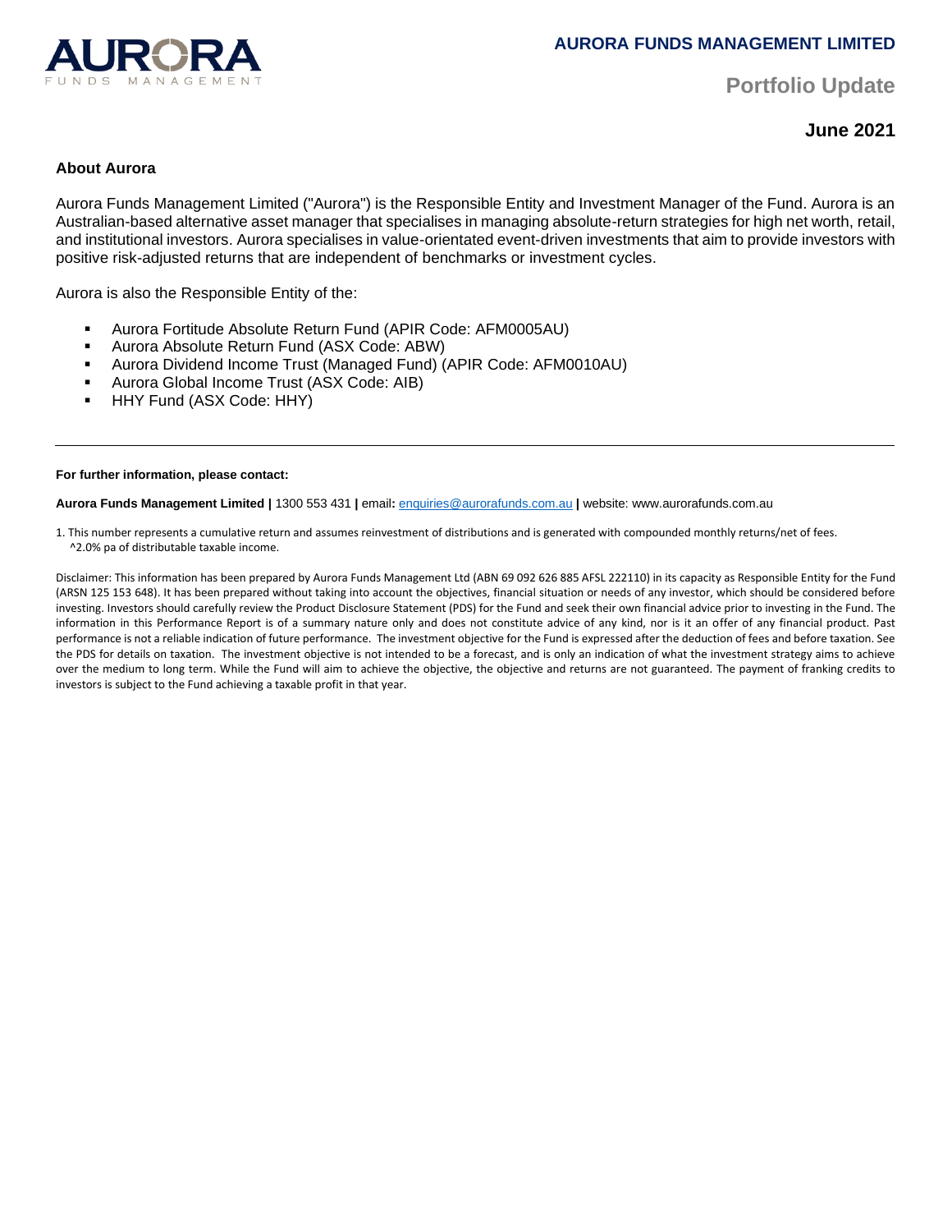**AURORA FUNDS MANAGEMENT LIMITED**

**Portfolio Update**

**June 2021**

### About Aurora

Aurora Funds Management Limited ("Aurora") is the Responsible Entity and Investment Manager of the Fund. Aurora is an Australian-based alternative asset manager that specialises in managing absolute-return strategies for high net worth, retail, and institutional investors. Aurora specialises in value-orientated event-driven investments that aim to provide investors with positive risk-adjusted returns that are independent of benchmarks or investment cycles.

Aurora is also the Responsible Entity of the:

- Aurora Fortitude Absolute Return Fund (APIR Code: AFM0005AU)
- Aurora Absolute Return Fund (ASX Code: ABW)
- Aurora Dividend Income Trust (Managed Fund) (APIR Code: AFM0010AU)
- Aurora Global Income Trust (ASX Code: AIB)
- HHY Fund (ASX Code: HHY)

---

**For further information, please contact:**

**Aurora Funds Management Limited |** 1300 553 431 **|** email**:** enquiries@aurorafunds.com.au **|** website: www.aurorafunds.com.au

1. This number represents a cumulative return and assumes reinvestment of distributions and is generated with compounded monthly returns/net of fees.
^2.0% pa of distributable taxable income.

Disclaimer: This information has been prepared by Aurora Funds Management Ltd (ABN 69 092 626 885 AFSL 222110) in its capacity as Responsible Entity for the Fund (ARSN 125 153 648). It has been prepared without taking into account the objectives, financial situation or needs of any investor, which should be considered before investing. Investors should carefully review the Product Disclosure Statement (PDS) for the Fund and seek their own financial advice prior to investing in the Fund. The information in this Performance Report is of a summary nature only and does not constitute advice of any kind, nor is it an offer of any financial product. Past performance is not a reliable indication of future performance. The investment objective for the Fund is expressed after the deduction of fees and before taxation. See the PDS for details on taxation. The investment objective is not intended to be a forecast, and is only an indication of what the investment strategy aims to achieve over the medium to long term. While the Fund will aim to achieve the objective, the objective and returns are not guaranteed. The payment of franking credits to investors is subject to the Fund achieving a taxable profit in that year.